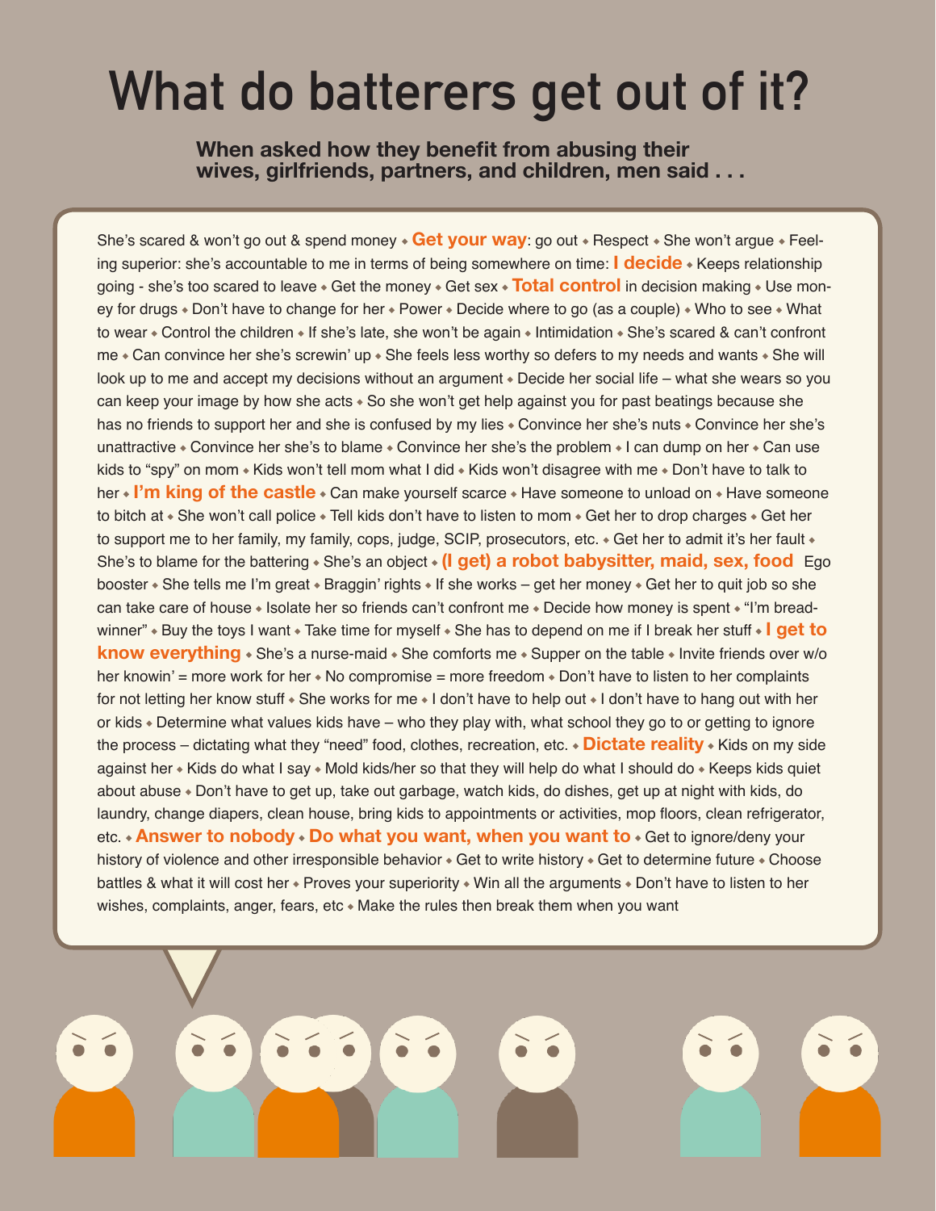# What do batterers get out of it?

**When asked how they benefit from abusing their wives, girlfriends, partners, and children, men said . . .**

She's scared & won't go out & spend money ◆ **Get your way**: go out ◆ Respect ◆ She won't argue ◆ Feeling superior: she's accountable to me in terms of being somewhere on time: **I decide** ◆ Keeps relationship going - she's too scared to leave ◆ Get the money ◆ Get sex ◆ **Total control** in decision making ◆ Use money for drugs ◆ Don't have to change for her ◆ Power ◆ Decide where to go (as a couple) ◆ Who to see ◆ What to wear ◆ Control the children ◆ If she's late, she won't be again ◆ Intimidation ◆ She's scared & can't confront me ◆ Can convince her she's screwin' up ◆ She feels less worthy so defers to my needs and wants ◆ She will look up to me and accept my decisions without an argument ◆ Decide her social life – what she wears so you can keep your image by how she acts ◆ So she won't get help against you for past beatings because she has no friends to support her and she is confused by my lies ◆ Convince her she's nuts ◆ Convince her she's unattractive ◆ Convince her she's to blame ◆ Convince her she's the problem ◆ I can dump on her ◆ Can use kids to "spy" on mom ◆ Kids won't tell mom what I did ◆ Kids won't disagree with me ◆ Don't have to talk to her ◆ **I'm king of the castle** ◆ Can make yourself scarce ◆ Have someone to unload on ◆ Have someone to bitch at ◆ She won't call police ◆ Tell kids don't have to listen to mom ◆ Get her to drop charges ◆ Get her to support me to her family, my family, cops, judge, SCIP, prosecutors, etc. ◆ Get her to admit it's her fault ◆ She's to blame for the battering ◆ She's an object ◆ **(I get) a robot babysitter, maid, sex, food** Ego booster ◆ She tells me I'm great ◆ Braggin' rights ◆ If she works – get her money ◆ Get her to quit job so she can take care of house ◆ Isolate her so friends can't confront me ◆ Decide how money is spent ◆ "I'm breadwinner" ◆ Buy the toys I want ◆ Take time for myself ◆ She has to depend on me if I break her stuff ◆ **I get to know everything** ◆ She's a nurse-maid ◆ She comforts me ◆ Supper on the table ◆ Invite friends over w/o her knowin' = more work for her ◆ No compromise = more freedom ◆ Don't have to listen to her complaints for not letting her know stuff ◆ She works for me ◆ I don't have to help out ◆ I don't have to hang out with her or kids ◆ Determine what values kids have – who they play with, what school they go to or getting to ignore the process – dictating what they "need" food, clothes, recreation, etc. ◆ **Dictate reality** ◆ Kids on my side against her ◆ Kids do what I say ◆ Mold kids/her so that they will help do what I should do ◆ Keeps kids quiet about abuse ◆ Don't have to get up, take out garbage, watch kids, do dishes, get up at night with kids, do laundry, change diapers, clean house, bring kids to appointments or activities, mop floors, clean refrigerator, etc. ◆ **Answer to nobody** ◆ **Do what you want, when you want to** ◆ Get to ignore/deny your history of violence and other irresponsible behavior ◆ Get to write history ◆ Get to determine future ◆ Choose battles & what it will cost her ◆ Proves your superiority ◆ Win all the arguments ◆ Don't have to listen to her wishes, complaints, anger, fears, etc ◆ Make the rules then break them when you want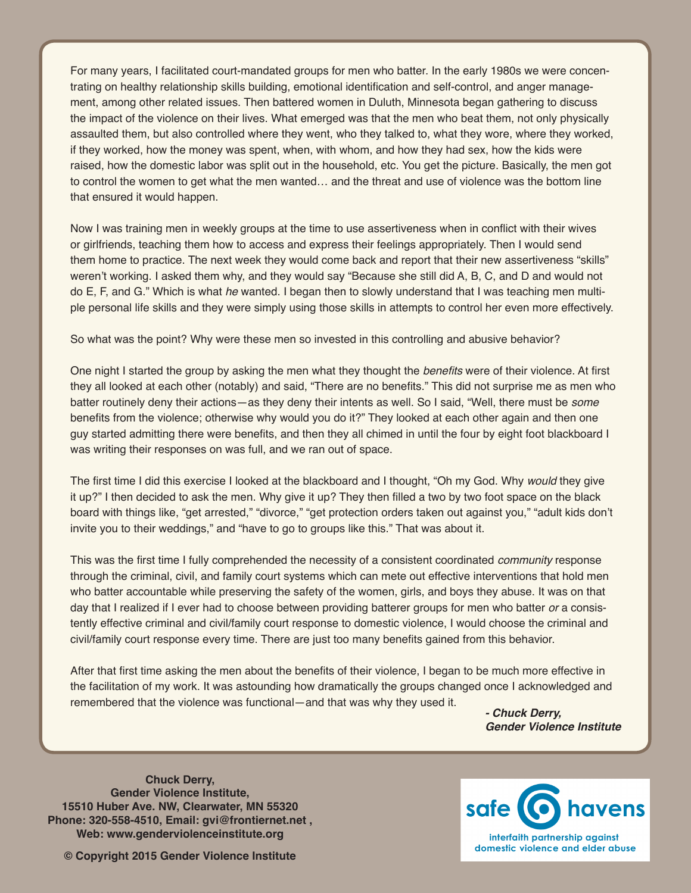For many years, I facilitated court-mandated groups for men who batter. In the early 1980s we were concentrating on healthy relationship skills building, emotional identification and self-control, and anger management, among other related issues. Then battered women in Duluth, Minnesota began gathering to discuss the impact of the violence on their lives. What emerged was that the men who beat them, not only physically assaulted them, but also controlled where they went, who they talked to, what they wore, where they worked, if they worked, how the money was spent, when, with whom, and how they had sex, how the kids were raised, how the domestic labor was split out in the household, etc. You get the picture. Basically, the men got to control the women to get what the men wanted… and the threat and use of violence was the bottom line that ensured it would happen.

Now I was training men in weekly groups at the time to use assertiveness when in conflict with their wives or girlfriends, teaching them how to access and express their feelings appropriately. Then I would send them home to practice. The next week they would come back and report that their new assertiveness "skills" weren't working. I asked them why, and they would say "Because she still did A, B, C, and D and would not do E, F, and G." Which is what *he* wanted. I began then to slowly understand that I was teaching men multiple personal life skills and they were simply using those skills in attempts to control her even more effectively.

So what was the point? Why were these men so invested in this controlling and abusive behavior?

One night I started the group by asking the men what they thought the *benefits* were of their violence. At first they all looked at each other (notably) and said, "There are no benefits." This did not surprise me as men who batter routinely deny their actions—as they deny their intents as well. So I said, "Well, there must be *some* benefits from the violence; otherwise why would you do it?" They looked at each other again and then one guy started admitting there were benefits, and then they all chimed in until the four by eight foot blackboard I was writing their responses on was full, and we ran out of space.

The first time I did this exercise I looked at the blackboard and I thought, "Oh my God. Why *would* they give it up?" I then decided to ask the men. Why give it up? They then filled a two by two foot space on the black board with things like, "get arrested," "divorce," "get protection orders taken out against you," "adult kids don't invite you to their weddings," and "have to go to groups like this." That was about it.

This was the first time I fully comprehended the necessity of a consistent coordinated *community* response through the criminal, civil, and family court systems which can mete out effective interventions that hold men who batter accountable while preserving the safety of the women, girls, and boys they abuse. It was on that day that I realized if I ever had to choose between providing batterer groups for men who batter *or* a consistently effective criminal and civil/family court response to domestic violence, I would choose the criminal and civil/family court response every time. There are just too many benefits gained from this behavior.

After that first time asking the men about the benefits of their violence, I began to be much more effective in the facilitation of my work. It was astounding how dramatically the groups changed once I acknowledged and remembered that the violence was functional—and that was why they used it.

***- Chuck Derry,***
***Gender Violence Institute***

**Chuck Derry,**
**Gender Violence Institute,**
**15510 Huber Ave. NW, Clearwater, MN 55320**
**Phone: 320-558-4510, Email: gvi@frontiernet.net ,**
**Web: www.genderviolenceinstitute.org**

**© Copyright 2015 Gender Violence Institute**

safe havens
interfaith partnership against domestic violence and elder abuse